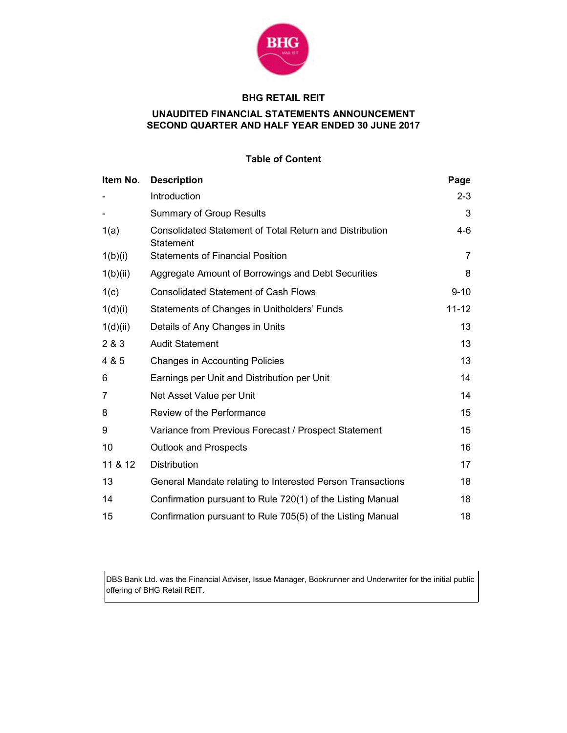# BHG RETAIL REIT

## UNAUDITED FINANCIAL STATEMENTS ANNOUNCEMENT SECOND QUARTER AND HALF YEAR ENDED 30 JUNE 2017

### Table of Content

| Item No. | Description | Page |
|---|---|---|
| - | Introduction | 2-3 |
| - | Summary of Group Results | 3 |
| 1(a) | Consolidated Statement of Total Return and Distribution Statement | 4-6 |
| 1(b)(i) | Statements of Financial Position | 7 |
| 1(b)(ii) | Aggregate Amount of Borrowings and Debt Securities | 8 |
| 1(c) | Consolidated Statement of Cash Flows | 9-10 |
| 1(d)(i) | Statements of Changes in Unitholders' Funds | 11-12 |
| 1(d)(ii) | Details of Any Changes in Units | 13 |
| 2 & 3 | Audit Statement | 13 |
| 4 & 5 | Changes in Accounting Policies | 13 |
| 6 | Earnings per Unit and Distribution per Unit | 14 |
| 7 | Net Asset Value per Unit | 14 |
| 8 | Review of the Performance | 15 |
| 9 | Variance from Previous Forecast / Prospect Statement | 15 |
| 10 | Outlook and Prospects | 16 |
| 11 & 12 | Distribution | 17 |
| 13 | General Mandate relating to Interested Person Transactions | 18 |
| 14 | Confirmation pursuant to Rule 720(1) of the Listing Manual | 18 |
| 15 | Confirmation pursuant to Rule 705(5) of the Listing Manual | 18 |

DBS Bank Ltd. was the Financial Adviser, Issue Manager, Bookrunner and Underwriter for the initial public offering of BHG Retail REIT.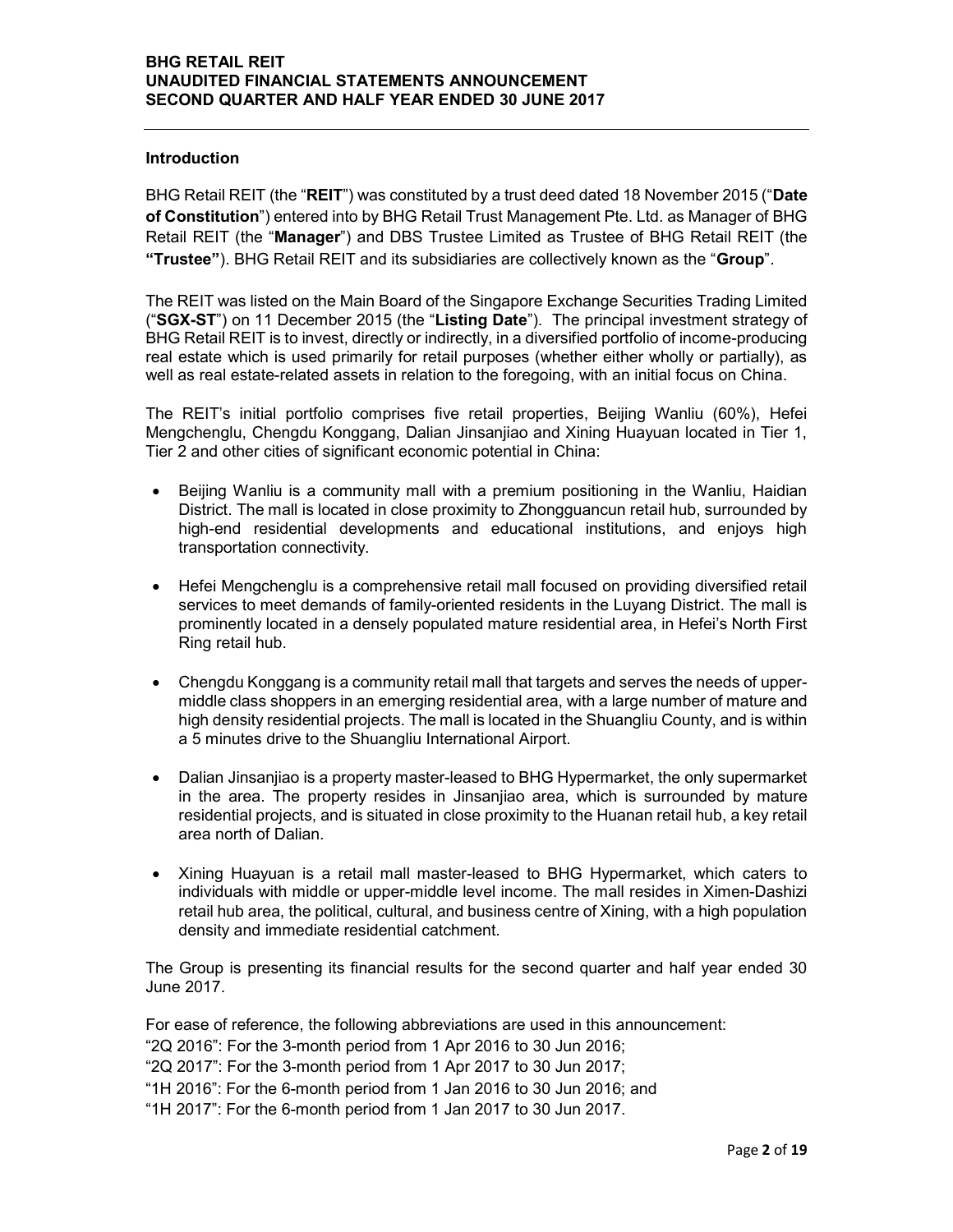## Introduction

BHG Retail REIT (the "**REIT**") was constituted by a trust deed dated 18 November 2015 ("**Date of Constitution**") entered into by BHG Retail Trust Management Pte. Ltd. as Manager of BHG Retail REIT (the "**Manager**") and DBS Trustee Limited as Trustee of BHG Retail REIT (the **"Trustee"**). BHG Retail REIT and its subsidiaries are collectively known as the "**Group**".

The REIT was listed on the Main Board of the Singapore Exchange Securities Trading Limited ("**SGX-ST**") on 11 December 2015 (the "**Listing Date**"). The principal investment strategy of BHG Retail REIT is to invest, directly or indirectly, in a diversified portfolio of income-producing real estate which is used primarily for retail purposes (whether either wholly or partially), as well as real estate-related assets in relation to the foregoing, with an initial focus on China.

The REIT's initial portfolio comprises five retail properties, Beijing Wanliu (60%), Hefei Mengchenglu, Chengdu Konggang, Dalian Jinsanjiao and Xining Huayuan located in Tier 1, Tier 2 and other cities of significant economic potential in China:

- Beijing Wanliu is a community mall with a premium positioning in the Wanliu, Haidian District. The mall is located in close proximity to Zhongguancun retail hub, surrounded by high-end residential developments and educational institutions, and enjoys high transportation connectivity.
- Hefei Mengchenglu is a comprehensive retail mall focused on providing diversified retail services to meet demands of family-oriented residents in the Luyang District. The mall is prominently located in a densely populated mature residential area, in Hefei's North First Ring retail hub.
- Chengdu Konggang is a community retail mall that targets and serves the needs of upper-middle class shoppers in an emerging residential area, with a large number of mature and high density residential projects. The mall is located in the Shuangliu County, and is within a 5 minutes drive to the Shuangliu International Airport.
- Dalian Jinsanjiao is a property master-leased to BHG Hypermarket, the only supermarket in the area. The property resides in Jinsanjiao area, which is surrounded by mature residential projects, and is situated in close proximity to the Huanan retail hub, a key retail area north of Dalian.
- Xining Huayuan is a retail mall master-leased to BHG Hypermarket, which caters to individuals with middle or upper-middle level income. The mall resides in Ximen-Dashizi retail hub area, the political, cultural, and business centre of Xining, with a high population density and immediate residential catchment.

The Group is presenting its financial results for the second quarter and half year ended 30 June 2017.

For ease of reference, the following abbreviations are used in this announcement:
"2Q 2016": For the 3-month period from 1 Apr 2016 to 30 Jun 2016;
"2Q 2017": For the 3-month period from 1 Apr 2017 to 30 Jun 2017;
"1H 2016": For the 6-month period from 1 Jan 2016 to 30 Jun 2016; and
"1H 2017": For the 6-month period from 1 Jan 2017 to 30 Jun 2017.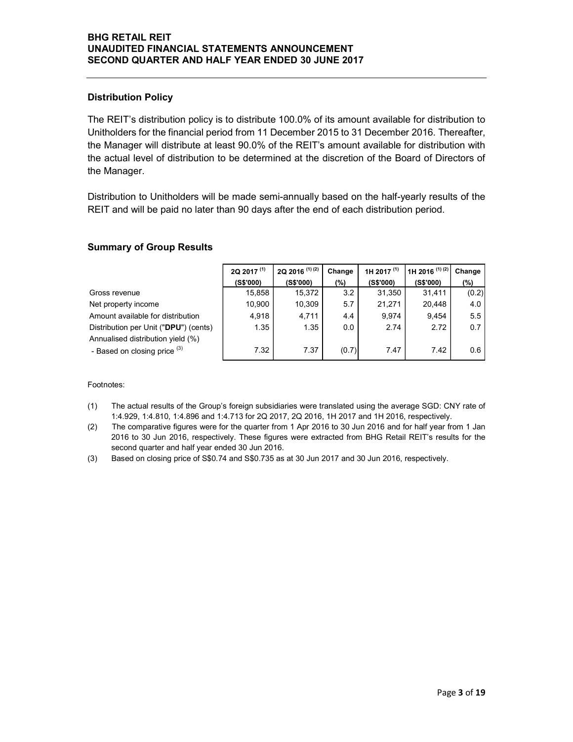## Distribution Policy

The REIT's distribution policy is to distribute 100.0% of its amount available for distribution to Unitholders for the financial period from 11 December 2015 to 31 December 2016. Thereafter, the Manager will distribute at least 90.0% of the REIT's amount available for distribution with the actual level of distribution to be determined at the discretion of the Board of Directors of the Manager.

Distribution to Unitholders will be made semi-annually based on the half-yearly results of the REIT and will be paid no later than 90 days after the end of each distribution period.

## Summary of Group Results

| | 2Q 2017 [(1)] (S$'000) | 2Q 2016 [(1) (2)] (S$'000) | Change (%) | 1H 2017 [(1)] (S$'000) | 1H 2016 [(1) (2)] (S$'000) | Change (%) |
|---|---|---|---|---|---|---|
| Gross revenue | 15,858 | 15,372 | 3.2 | 31,350 | 31,411 | (0.2) |
| Net property income | 10,900 | 10,309 | 5.7 | 21,271 | 20,448 | 4.0 |
| Amount available for distribution | 4,918 | 4,711 | 4.4 | 9,974 | 9,454 | 5.5 |
| Distribution per Unit ("**DPU**") (cents) | 1.35 | 1.35 | 0.0 | 2.74 | 2.72 | 0.7 |
| Annualised distribution yield (%) | | | | | | |
| - Based on closing price [(3)] | 7.32 | 7.37 | (0.7) | 7.47 | 7.42 | 0.6 |

Footnotes:

(1) The actual results of the Group's foreign subsidiaries were translated using the average SGD: CNY rate of 1:4.929, 1:4.810, 1:4.896 and 1:4.713 for 2Q 2017, 2Q 2016, 1H 2017 and 1H 2016, respectively.

(2) The comparative figures were for the quarter from 1 Apr 2016 to 30 Jun 2016 and for half year from 1 Jan 2016 to 30 Jun 2016, respectively. These figures were extracted from BHG Retail REIT's results for the second quarter and half year ended 30 Jun 2016.

(3) Based on closing price of S$0.74 and S$0.735 as at 30 Jun 2017 and 30 Jun 2016, respectively.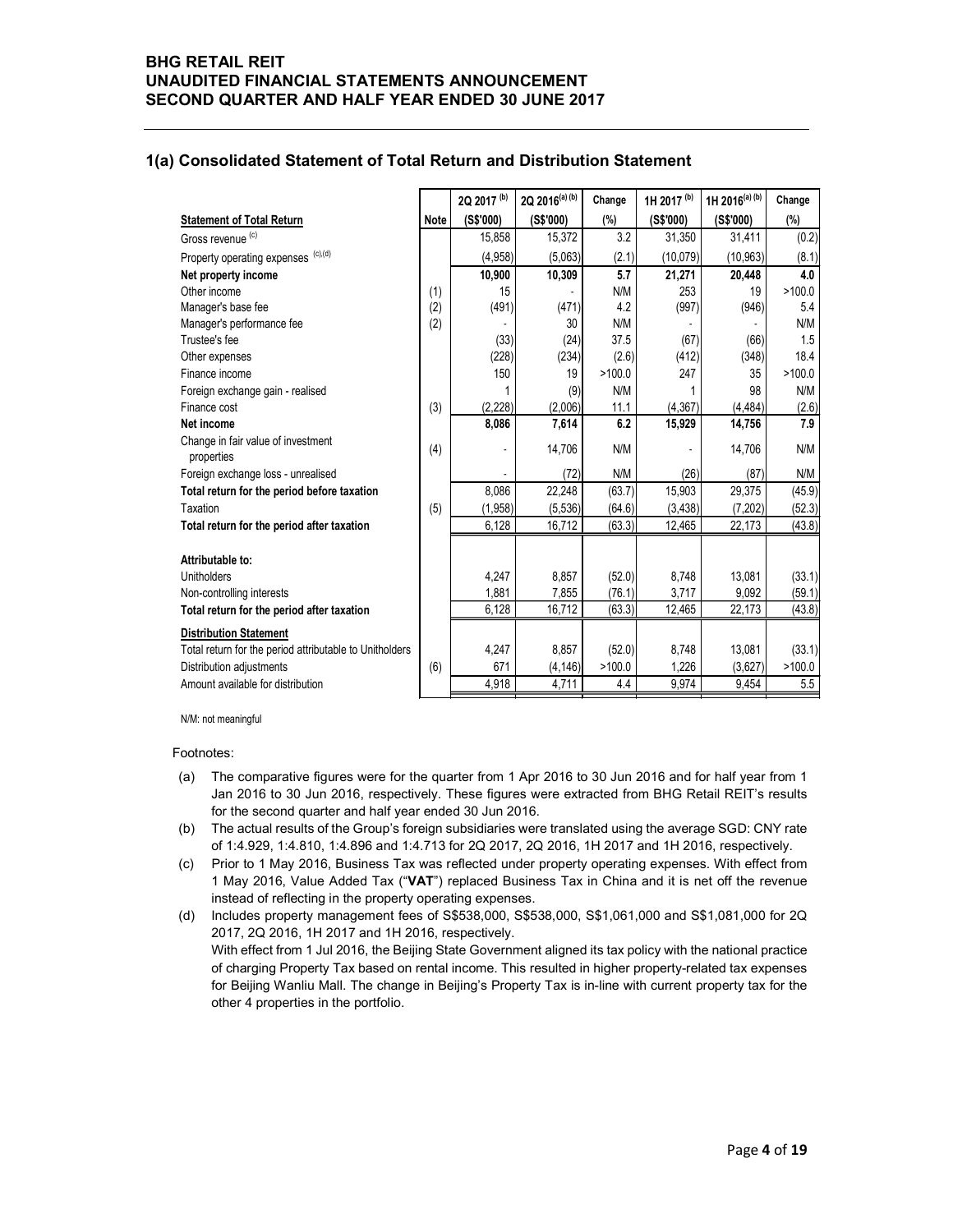## 1(a) Consolidated Statement of Total Return and Distribution Statement

| Statement of Total Return | Note | 2Q 2017 (b) (S$'000) | 2Q 2016(a) (b) (S$'000) | Change (%) | 1H 2017 (b) (S$'000) | 1H 2016(a) (b) (S$'000) | Change (%) |
|---|---|---|---|---|---|---|---|
| Gross revenue (c) | | 15,858 | 15,372 | 3.2 | 31,350 | 31,411 | (0.2) |
| Property operating expenses (c),(d) | | (4,958) | (5,063) | (2.1) | (10,079) | (10,963) | (8.1) |
| **Net property income** | | **10,900** | **10,309** | **5.7** | **21,271** | **20,448** | **4.0** |
| Other income | (1) | 15 | - | N/M | 253 | 19 | >100.0 |
| Manager's base fee | (2) | (491) | (471) | 4.2 | (997) | (946) | 5.4 |
| Manager's performance fee | (2) | - | 30 | N/M | - | - | N/M |
| Trustee's fee | | (33) | (24) | 37.5 | (67) | (66) | 1.5 |
| Other expenses | | (228) | (234) | (2.6) | (412) | (348) | 18.4 |
| Finance income | | 150 | 19 | >100.0 | 247 | 35 | >100.0 |
| Foreign exchange gain - realised | | 1 | (9) | N/M | 1 | 98 | N/M |
| Finance cost | (3) | (2,228) | (2,006) | 11.1 | (4,367) | (4,484) | (2.6) |
| **Net income** | | **8,086** | **7,614** | **6.2** | **15,929** | **14,756** | **7.9** |
| Change in fair value of investment properties | (4) | - | 14,706 | N/M | - | 14,706 | N/M |
| Foreign exchange loss - unrealised | | - | (72) | N/M | (26) | (87) | N/M |
| **Total return for the period before taxation** | | 8,086 | 22,248 | (63.7) | 15,903 | 29,375 | (45.9) |
| Taxation | (5) | (1,958) | (5,536) | (64.6) | (3,438) | (7,202) | (52.3) |
| **Total return for the period after taxation** | | 6,128 | 16,712 | (63.3) | 12,465 | 22,173 | (43.8) |
| | | | | | | | |
| **Attributable to:** | | | | | | | |
| Unitholders | | 4,247 | 8,857 | (52.0) | 8,748 | 13,081 | (33.1) |
| Non-controlling interests | | 1,881 | 7,855 | (76.1) | 3,717 | 9,092 | (59.1) |
| **Total return for the period after taxation** | | 6,128 | 16,712 | (63.3) | 12,465 | 22,173 | (43.8) |
| | | | | | | | |
| **Distribution Statement** | | | | | | | |
| Total return for the period attributable to Unitholders | | 4,247 | 8,857 | (52.0) | 8,748 | 13,081 | (33.1) |
| Distribution adjustments | (6) | 671 | (4,146) | >100.0 | 1,226 | (3,627) | >100.0 |
| Amount available for distribution | | 4,918 | 4,711 | 4.4 | 9,974 | 9,454 | 5.5 |

N/M: not meaningful

Footnotes:

(a) The comparative figures were for the quarter from 1 Apr 2016 to 30 Jun 2016 and for half year from 1 Jan 2016 to 30 Jun 2016, respectively. These figures were extracted from BHG Retail REIT's results for the second quarter and half year ended 30 Jun 2016.

(b) The actual results of the Group's foreign subsidiaries were translated using the average SGD: CNY rate of 1:4.929, 1:4.810, 1:4.896 and 1:4.713 for 2Q 2017, 2Q 2016, 1H 2017 and 1H 2016, respectively.

(c) Prior to 1 May 2016, Business Tax was reflected under property operating expenses. With effect from 1 May 2016, Value Added Tax ("**VAT**") replaced Business Tax in China and it is net off the revenue instead of reflecting in the property operating expenses.

(d) Includes property management fees of S$538,000, S$538,000, S$1,061,000 and S$1,081,000 for 2Q 2017, 2Q 2016, 1H 2017 and 1H 2016, respectively.
With effect from 1 Jul 2016, the Beijing State Government aligned its tax policy with the national practice of charging Property Tax based on rental income. This resulted in higher property-related tax expenses for Beijing Wanliu Mall. The change in Beijing's Property Tax is in-line with current property tax for the other 4 properties in the portfolio.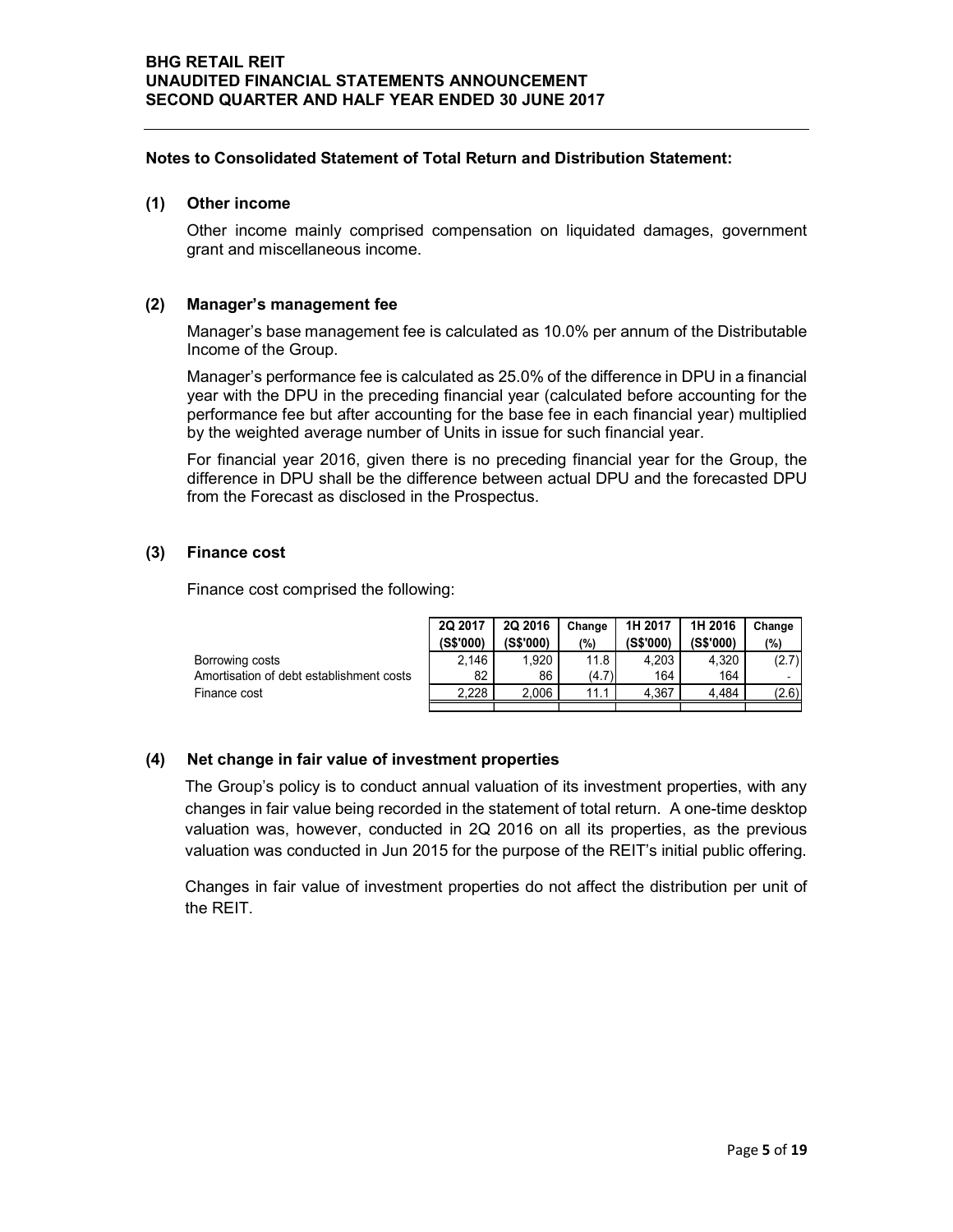### Notes to Consolidated Statement of Total Return and Distribution Statement:

**(1) Other income**

Other income mainly comprised compensation on liquidated damages, government grant and miscellaneous income.

**(2) Manager's management fee**

Manager's base management fee is calculated as 10.0% per annum of the Distributable Income of the Group.

Manager's performance fee is calculated as 25.0% of the difference in DPU in a financial year with the DPU in the preceding financial year (calculated before accounting for the performance fee but after accounting for the base fee in each financial year) multiplied by the weighted average number of Units in issue for such financial year.

For financial year 2016, given there is no preceding financial year for the Group, the difference in DPU shall be the difference between actual DPU and the forecasted DPU from the Forecast as disclosed in the Prospectus.

**(3) Finance cost**

Finance cost comprised the following:

| | 2Q 2017 (S$'000) | 2Q 2016 (S$'000) | Change (%) | 1H 2017 (S$'000) | 1H 2016 (S$'000) | Change (%) |
|---|---|---|---|---|---|---|
| Borrowing costs | 2,146 | 1,920 | 11.8 | 4,203 | 4,320 | (2.7) |
| Amortisation of debt establishment costs | 82 | 86 | (4.7) | 164 | 164 | - |
| Finance cost | 2,228 | 2,006 | 11.1 | 4,367 | 4,484 | (2.6) |

**(4) Net change in fair value of investment properties**

The Group's policy is to conduct annual valuation of its investment properties, with any changes in fair value being recorded in the statement of total return. A one-time desktop valuation was, however, conducted in 2Q 2016 on all its properties, as the previous valuation was conducted in Jun 2015 for the purpose of the REIT's initial public offering.

Changes in fair value of investment properties do not affect the distribution per unit of the REIT.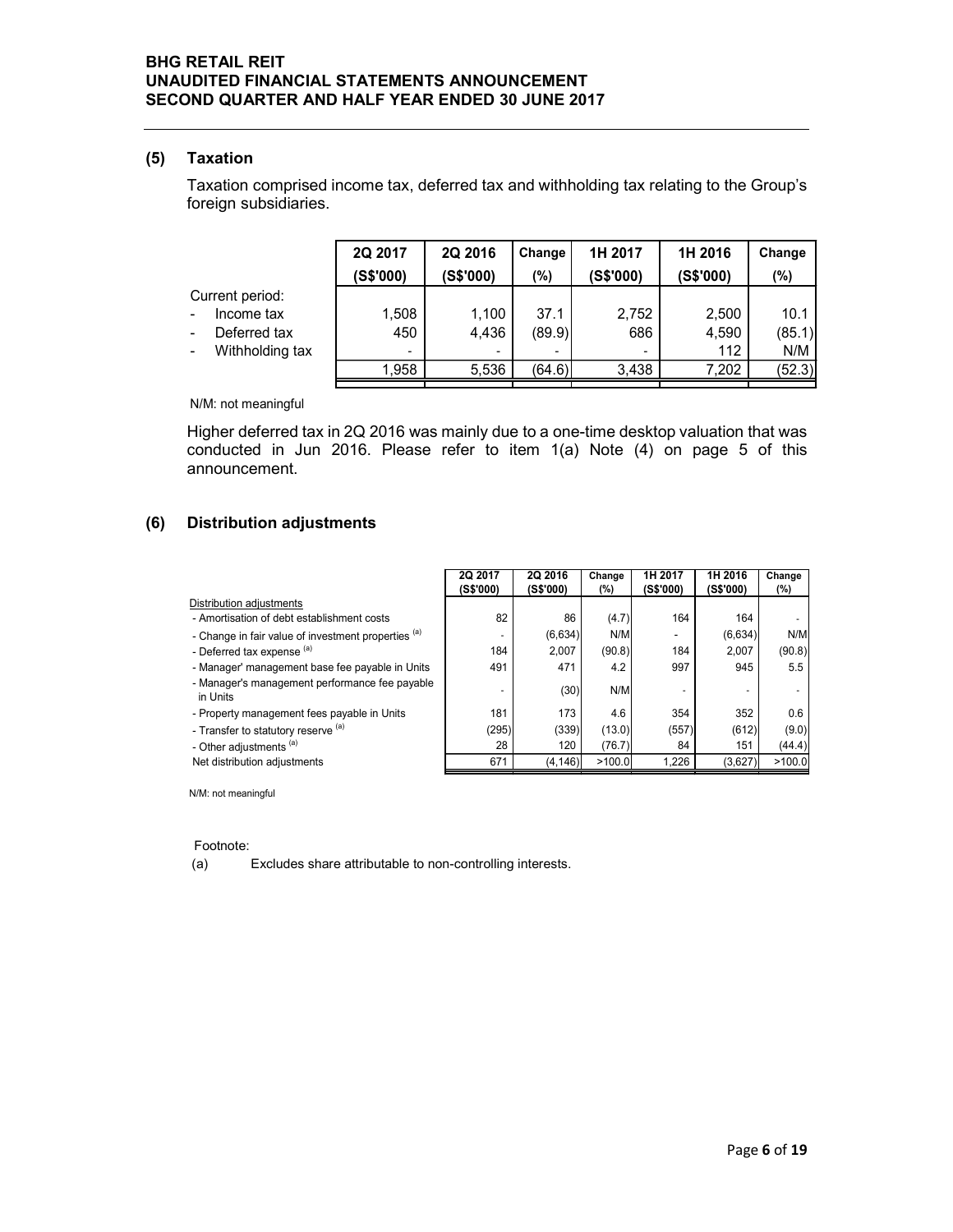### (5) Taxation

Taxation comprised income tax, deferred tax and withholding tax relating to the Group's foreign subsidiaries.

| | 2Q 2017 (S$'000) | 2Q 2016 (S$'000) | Change (%) | 1H 2017 (S$'000) | 1H 2016 (S$'000) | Change (%) |
|---|---|---|---|---|---|---|
| Current period: | | | | | | |
| - Income tax | 1,508 | 1,100 | 37.1 | 2,752 | 2,500 | 10.1 |
| - Deferred tax | 450 | 4,436 | (89.9) | 686 | 4,590 | (85.1) |
| - Withholding tax | - | - | - | - | 112 | N/M |
| | 1,958 | 5,536 | (64.6) | 3,438 | 7,202 | (52.3) |

N/M: not meaningful

Higher deferred tax in 2Q 2016 was mainly due to a one-time desktop valuation that was conducted in Jun 2016. Please refer to item 1(a) Note (4) on page 5 of this announcement.

### (6) Distribution adjustments

| | 2Q 2017 (S$'000) | 2Q 2016 (S$'000) | Change (%) | 1H 2017 (S$'000) | 1H 2016 (S$'000) | Change (%) |
|---|---|---|---|---|---|---|
| Distribution adjustments | | | | | | |
| - Amortisation of debt establishment costs | 82 | 86 | (4.7) | 164 | 164 | - |
| - Change in fair value of investment properties [(a)] | - | (6,634) | N/M | - | (6,634) | N/M |
| - Deferred tax expense [(a)] | 184 | 2,007 | (90.8) | 184 | 2,007 | (90.8) |
| - Manager' management base fee payable in Units | 491 | 471 | 4.2 | 997 | 945 | 5.5 |
| - Manager's management performance fee payable in Units | - | (30) | N/M | - | - | - |
| - Property management fees payable in Units | 181 | 173 | 4.6 | 354 | 352 | 0.6 |
| - Transfer to statutory reserve [(a)] | (295) | (339) | (13.0) | (557) | (612) | (9.0) |
| - Other adjustments [(a)] | 28 | 120 | (76.7) | 84 | 151 | (44.4) |
| Net distribution adjustments | 671 | (4,146) | >100.0 | 1,226 | (3,627) | >100.0 |

N/M: not meaningful

Footnote:

(a) Excludes share attributable to non-controlling interests.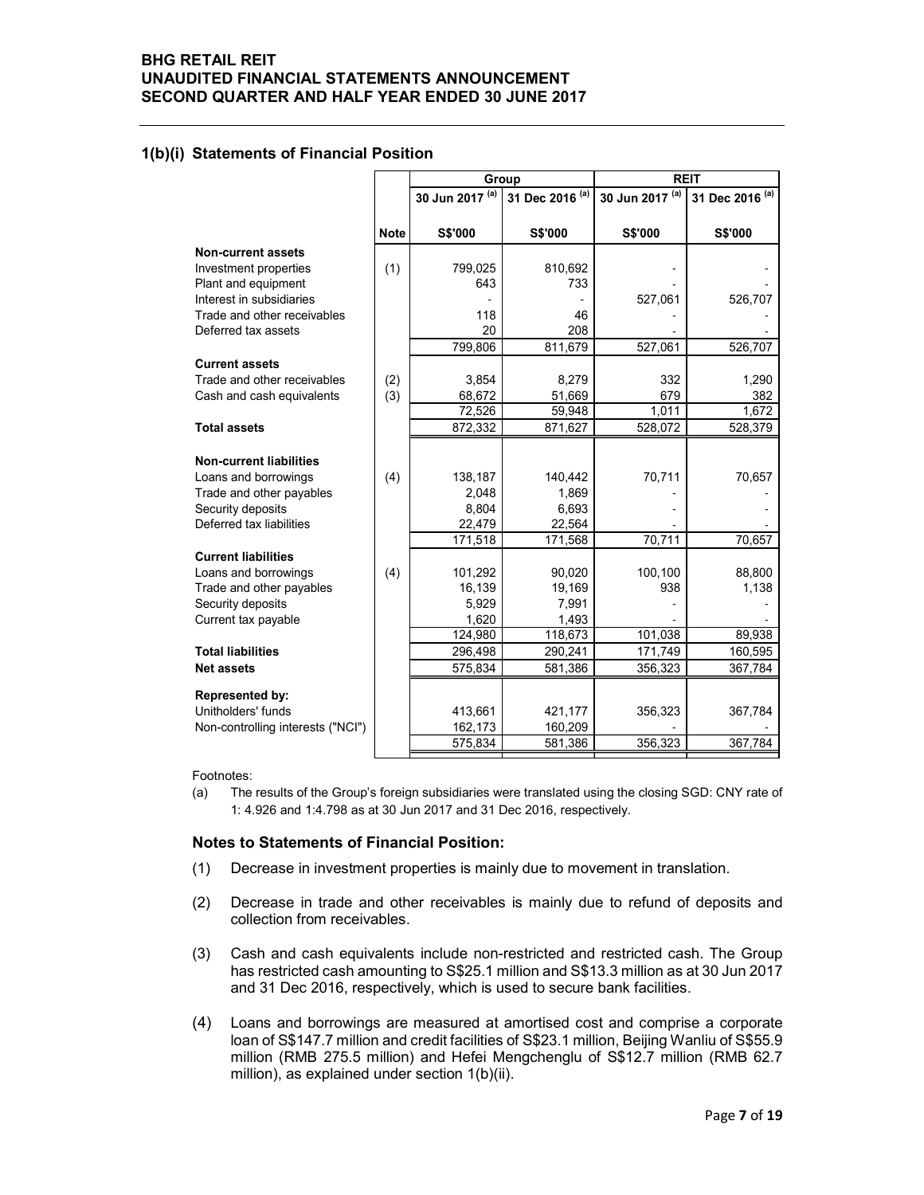## 1(b)(i) Statements of Financial Position

| | | Group | | REIT | |
|---|---|---|---|---|---|
| | | 30 Jun 2017 [(a)] | 31 Dec 2016 [(a)] | 30 Jun 2017 [(a)] | 31 Dec 2016 [(a)] |
| | **Note** | **S$'000** | **S$'000** | **S$'000** | **S$'000** |
| **Non-current assets** | | | | | |
| Investment properties | (1) | 799,025 | 810,692 | - | - |
| Plant and equipment | | 643 | 733 | - | - |
| Interest in subsidiaries | | - | - | 527,061 | 526,707 |
| Trade and other receivables | | 118 | 46 | - | - |
| Deferred tax assets | | 20 | 208 | - | - |
| | | 799,806 | 811,679 | 527,061 | 526,707 |
| **Current assets** | | | | | |
| Trade and other receivables | (2) | 3,854 | 8,279 | 332 | 1,290 |
| Cash and cash equivalents | (3) | 68,672 | 51,669 | 679 | 382 |
| | | 72,526 | 59,948 | 1,011 | 1,672 |
| **Total assets** | | 872,332 | 871,627 | 528,072 | 528,379 |
| **Non-current liabilities** | | | | | |
| Loans and borrowings | (4) | 138,187 | 140,442 | 70,711 | 70,657 |
| Trade and other payables | | 2,048 | 1,869 | - | - |
| Security deposits | | 8,804 | 6,693 | - | - |
| Deferred tax liabilities | | 22,479 | 22,564 | - | - |
| | | 171,518 | 171,568 | 70,711 | 70,657 |
| **Current liabilities** | | | | | |
| Loans and borrowings | (4) | 101,292 | 90,020 | 100,100 | 88,800 |
| Trade and other payables | | 16,139 | 19,169 | 938 | 1,138 |
| Security deposits | | 5,929 | 7,991 | - | - |
| Current tax payable | | 1,620 | 1,493 | - | - |
| | | 124,980 | 118,673 | 101,038 | 89,938 |
| **Total liabilities** | | 296,498 | 290,241 | 171,749 | 160,595 |
| **Net assets** | | 575,834 | 581,386 | 356,323 | 367,784 |
| **Represented by:** | | | | | |
| Unitholders' funds | | 413,661 | 421,177 | 356,323 | 367,784 |
| Non-controlling interests ("NCI") | | 162,173 | 160,209 | - | - |
| | | 575,834 | 581,386 | 356,323 | 367,784 |

Footnotes:

(a) The results of the Group's foreign subsidiaries were translated using the closing SGD: CNY rate of 1: 4.926 and 1:4.798 as at 30 Jun 2017 and 31 Dec 2016, respectively.

### Notes to Statements of Financial Position:

(1) Decrease in investment properties is mainly due to movement in translation.

(2) Decrease in trade and other receivables is mainly due to refund of deposits and collection from receivables.

(3) Cash and cash equivalents include non-restricted and restricted cash. The Group has restricted cash amounting to S$25.1 million and S$13.3 million as at 30 Jun 2017 and 31 Dec 2016, respectively, which is used to secure bank facilities.

(4) Loans and borrowings are measured at amortised cost and comprise a corporate loan of S$147.7 million and credit facilities of S$23.1 million, Beijing Wanliu of S$55.9 million (RMB 275.5 million) and Hefei Mengchenglu of S$12.7 million (RMB 62.7 million), as explained under section 1(b)(ii).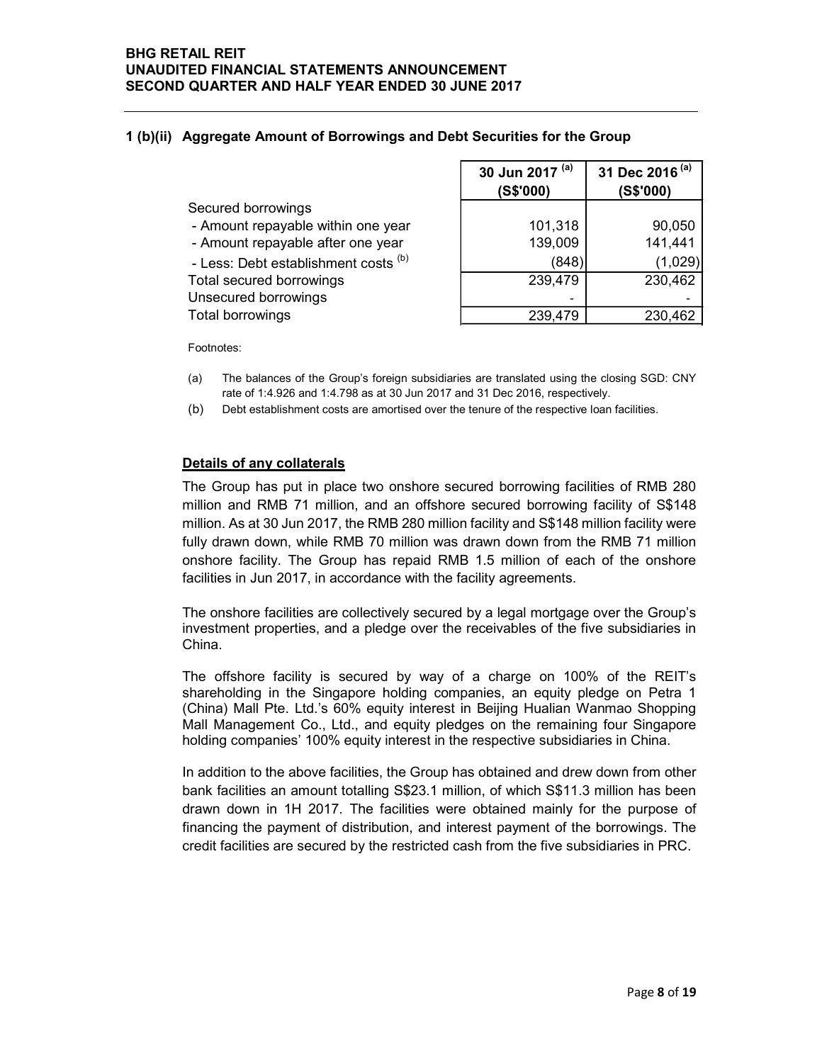## 1 (b)(ii) Aggregate Amount of Borrowings and Debt Securities for the Group

| | 30 Jun 2017 [(a)] (S$'000) | 31 Dec 2016 [(a)] (S$'000) |
|---|---|---|
| Secured borrowings | | |
| - Amount repayable within one year | 101,318 | 90,050 |
| - Amount repayable after one year | 139,009 | 141,441 |
| - Less: Debt establishment costs [(b)] | (848) | (1,029) |
| Total secured borrowings | 239,479 | 230,462 |
| Unsecured borrowings | - | - |
| Total borrowings | 239,479 | 230,462 |

Footnotes:

(a) The balances of the Group's foreign subsidiaries are translated using the closing SGD: CNY rate of 1:4.926 and 1:4.798 as at 30 Jun 2017 and 31 Dec 2016, respectively.

(b) Debt establishment costs are amortised over the tenure of the respective loan facilities.

**<u>Details of any collaterals</u>**

The Group has put in place two onshore secured borrowing facilities of RMB 280 million and RMB 71 million, and an offshore secured borrowing facility of S$148 million. As at 30 Jun 2017, the RMB 280 million facility and S$148 million facility were fully drawn down, while RMB 70 million was drawn down from the RMB 71 million onshore facility. The Group has repaid RMB 1.5 million of each of the onshore facilities in Jun 2017, in accordance with the facility agreements.

The onshore facilities are collectively secured by a legal mortgage over the Group's investment properties, and a pledge over the receivables of the five subsidiaries in China.

The offshore facility is secured by way of a charge on 100% of the REIT's shareholding in the Singapore holding companies, an equity pledge on Petra 1 (China) Mall Pte. Ltd.'s 60% equity interest in Beijing Hualian Wanmao Shopping Mall Management Co., Ltd., and equity pledges on the remaining four Singapore holding companies' 100% equity interest in the respective subsidiaries in China.

In addition to the above facilities, the Group has obtained and drew down from other bank facilities an amount totalling S$23.1 million, of which S$11.3 million has been drawn down in 1H 2017. The facilities were obtained mainly for the purpose of financing the payment of distribution, and interest payment of the borrowings. The credit facilities are secured by the restricted cash from the five subsidiaries in PRC.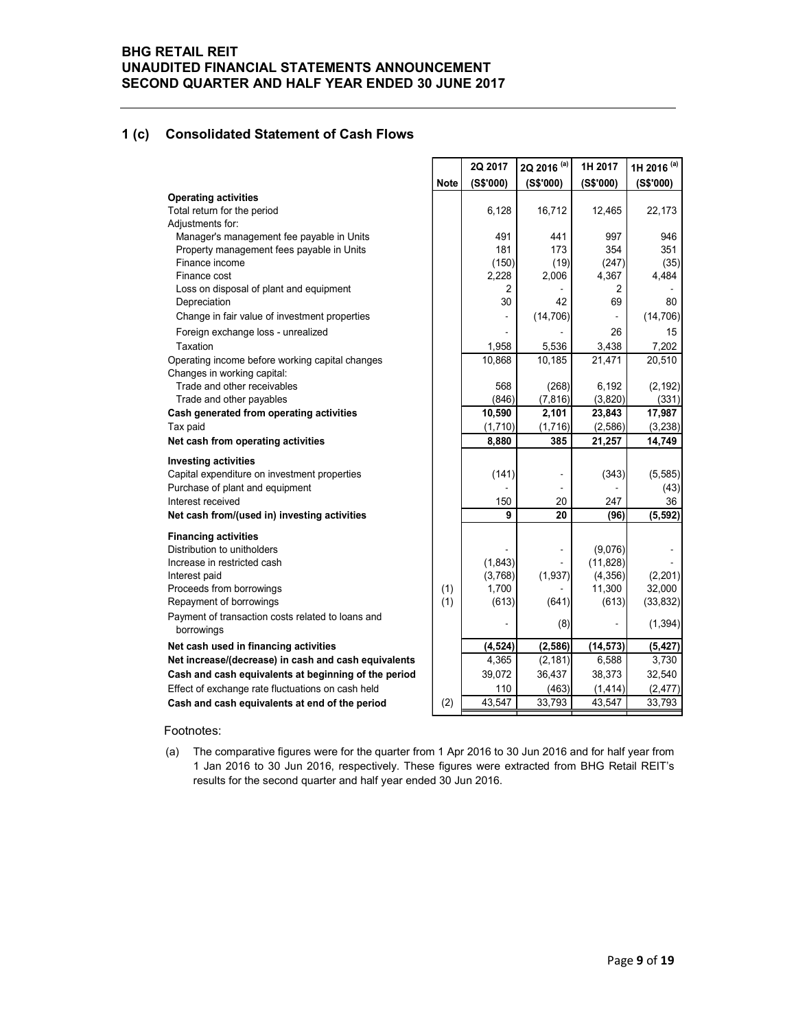## 1 (c) Consolidated Statement of Cash Flows

| | Note | 2Q 2017 (S$'000) | 2Q 2016 [(a)] (S$'000) | 1H 2017 (S$'000) | 1H 2016 [(a)] (S$'000) |
|---|---|---|---|---|---|
| **Operating activities** | | | | | |
| Total return for the period | | 6,128 | 16,712 | 12,465 | 22,173 |
| Adjustments for: | | | | | |
| Manager's management fee payable in Units | | 491 | 441 | 997 | 946 |
| Property management fees payable in Units | | 181 | 173 | 354 | 351 |
| Finance income | | (150) | (19) | (247) | (35) |
| Finance cost | | 2,228 | 2,006 | 4,367 | 4,484 |
| Loss on disposal of plant and equipment | | 2 | - | 2 | - |
| Depreciation | | 30 | 42 | 69 | 80 |
| Change in fair value of investment properties | | - | (14,706) | - | (14,706) |
| Foreign exchange loss - unrealized | | - | - | 26 | 15 |
| Taxation | | 1,958 | 5,536 | 3,438 | 7,202 |
| Operating income before working capital changes | | 10,868 | 10,185 | 21,471 | 20,510 |
| Changes in working capital: | | | | | |
| Trade and other receivables | | 568 | (268) | 6,192 | (2,192) |
| Trade and other payables | | (846) | (7,816) | (3,820) | (331) |
| **Cash generated from operating activities** | | **10,590** | **2,101** | **23,843** | **17,987** |
| Tax paid | | (1,710) | (1,716) | (2,586) | (3,238) |
| **Net cash from operating activities** | | **8,880** | **385** | **21,257** | **14,749** |
| **Investing activities** | | | | | |
| Capital expenditure on investment properties | | (141) | - | (343) | (5,585) |
| Purchase of plant and equipment | | - | - | - | (43) |
| Interest received | | 150 | 20 | 247 | 36 |
| **Net cash from/(used in) investing activities** | | **9** | **20** | **(96)** | **(5,592)** |
| **Financing activities** | | | | | |
| Distribution to unitholders | | - | - | (9,076) | - |
| Increase in restricted cash | | (1,843) | - | (11,828) | - |
| Interest paid | | (3,768) | (1,937) | (4,356) | (2,201) |
| Proceeds from borrowings | (1) | 1,700 | - | 11,300 | 32,000 |
| Repayment of borrowings | (1) | (613) | (641) | (613) | (33,832) |
| Payment of transaction costs related to loans and borrowings | | - | (8) | - | (1,394) |
| **Net cash used in financing activities** | | **(4,524)** | **(2,586)** | **(14,573)** | **(5,427)** |
| **Net increase/(decrease) in cash and cash equivalents** | | 4,365 | (2,181) | 6,588 | 3,730 |
| **Cash and cash equivalents at beginning of the period** | | 39,072 | 36,437 | 38,373 | 32,540 |
| Effect of exchange rate fluctuations on cash held | | 110 | (463) | (1,414) | (2,477) |
| **Cash and cash equivalents at end of the period** | (2) | 43,547 | 33,793 | 43,547 | 33,793 |

Footnotes:

(a) The comparative figures were for the quarter from 1 Apr 2016 to 30 Jun 2016 and for half year from 1 Jan 2016 to 30 Jun 2016, respectively. These figures were extracted from BHG Retail REIT's results for the second quarter and half year ended 30 Jun 2016.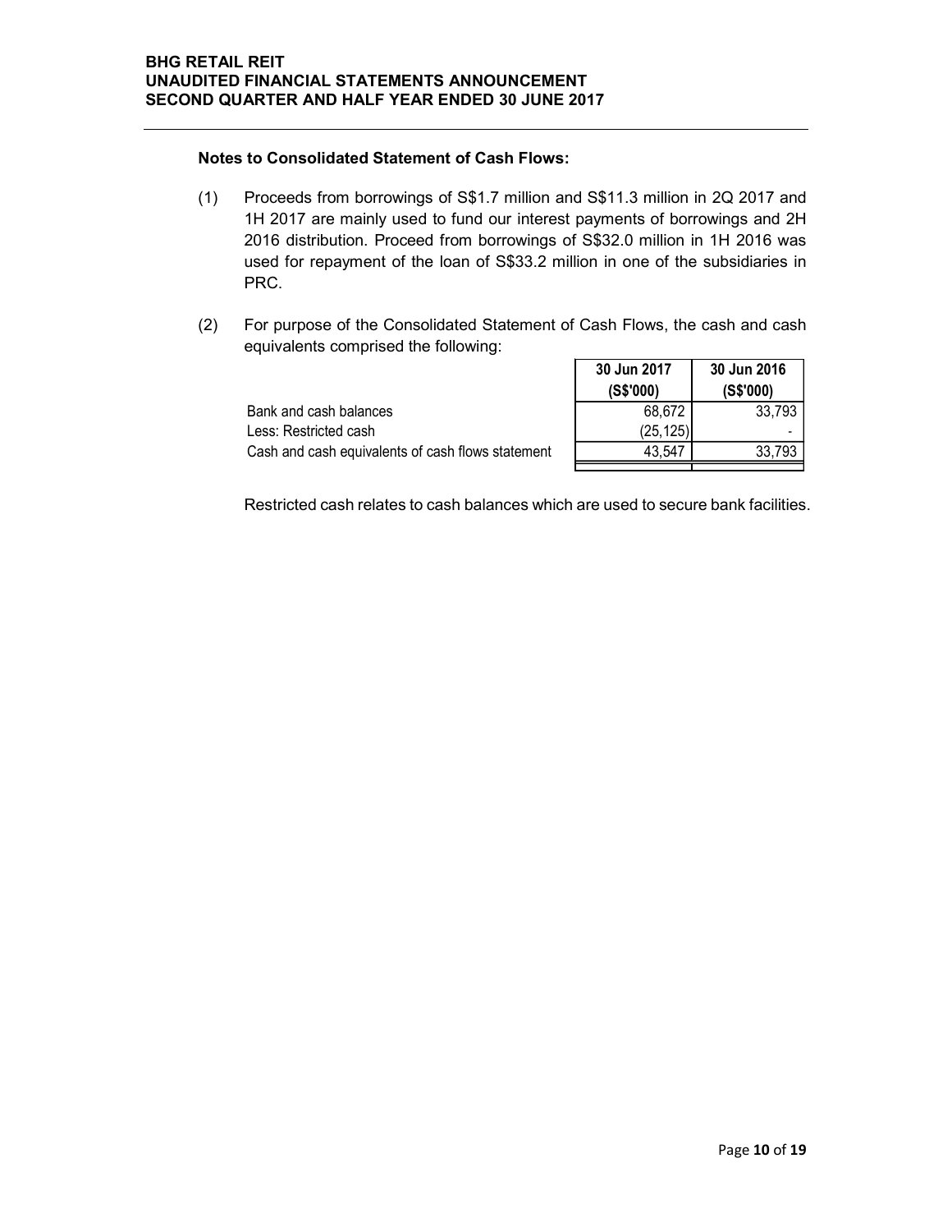**Notes to Consolidated Statement of Cash Flows:**

(1) Proceeds from borrowings of S$1.7 million and S$11.3 million in 2Q 2017 and 1H 2017 are mainly used to fund our interest payments of borrowings and 2H 2016 distribution. Proceed from borrowings of S$32.0 million in 1H 2016 was used for repayment of the loan of S$33.2 million in one of the subsidiaries in PRC.

(2) For purpose of the Consolidated Statement of Cash Flows, the cash and cash equivalents comprised the following:

| | 30 Jun 2017 (S$'000) | 30 Jun 2016 (S$'000) |
|---|---|---|
| Bank and cash balances | 68,672 | 33,793 |
| Less: Restricted cash | (25,125) | - |
| Cash and cash equivalents of cash flows statement | 43,547 | 33,793 |

Restricted cash relates to cash balances which are used to secure bank facilities.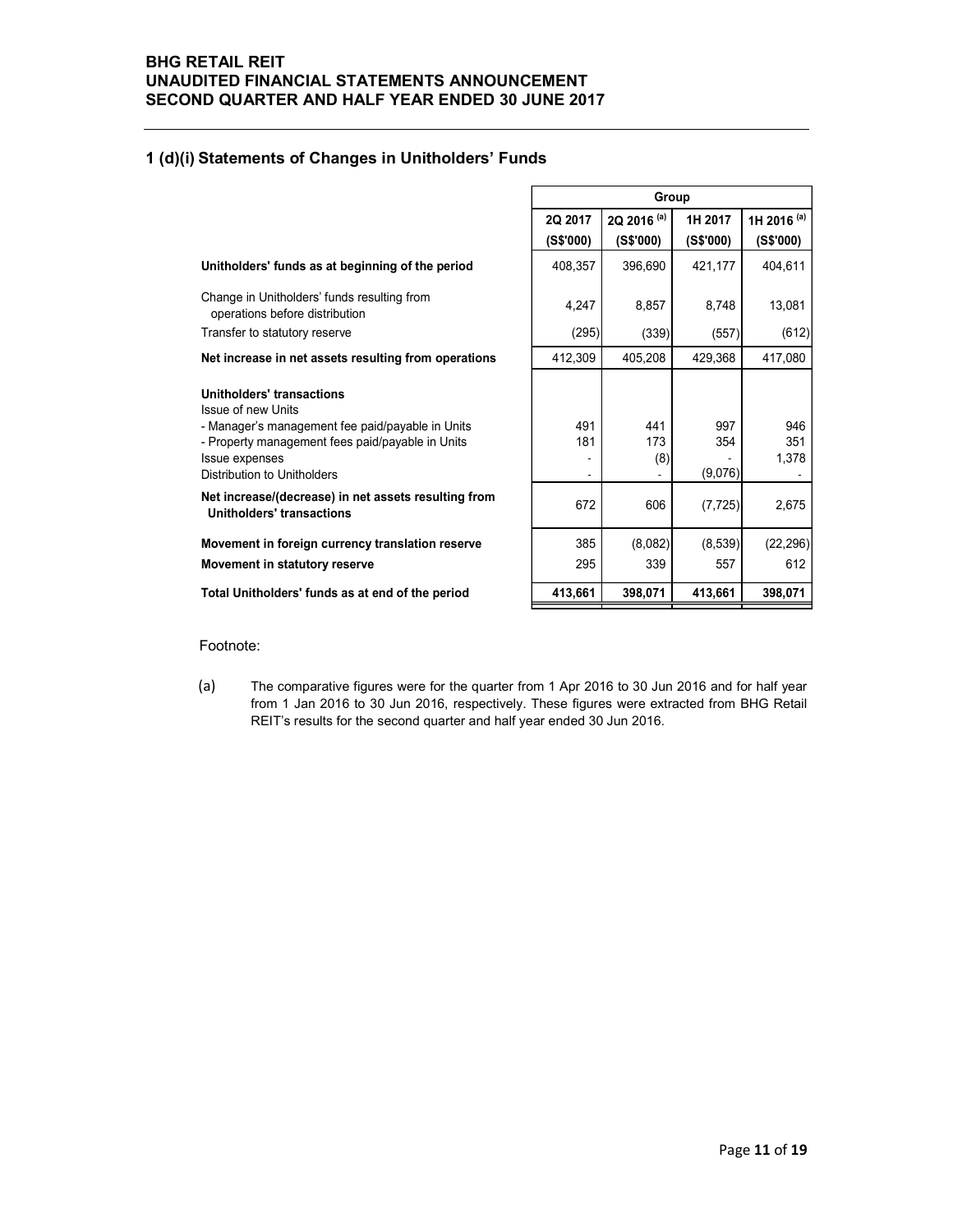## 1 (d)(i) Statements of Changes in Unitholders' Funds

| | Group | | | |
|---|---|---|---|---|
| | 2Q 2017 (S$'000) | 2Q 2016 [(a)] (S$'000) | 1H 2017 (S$'000) | 1H 2016 [(a)] (S$'000) |
| **Unitholders' funds as at beginning of the period** | 408,357 | 396,690 | 421,177 | 404,611 |
| Change in Unitholders' funds resulting from operations before distribution | 4,247 | 8,857 | 8,748 | 13,081 |
| Transfer to statutory reserve | (295) | (339) | (557) | (612) |
| **Net increase in net assets resulting from operations** | 412,309 | 405,208 | 429,368 | 417,080 |
| **Unitholders' transactions** | | | | |
| Issue of new Units | | | | |
| - Manager's management fee paid/payable in Units | 491 | 441 | 997 | 946 |
| - Property management fees paid/payable in Units | 181 | 173 | 354 | 351 |
| Issue expenses | - | (8) | - | 1,378 |
| Distribution to Unitholders | - | - | (9,076) | - |
| **Net increase/(decrease) in net assets resulting from Unitholders' transactions** | 672 | 606 | (7,725) | 2,675 |
| **Movement in foreign currency translation reserve** | 385 | (8,082) | (8,539) | (22,296) |
| **Movement in statutory reserve** | 295 | 339 | 557 | 612 |
| **Total Unitholders' funds as at end of the period** | **413,661** | **398,071** | **413,661** | **398,071** |

Footnote:

(a) The comparative figures were for the quarter from 1 Apr 2016 to 30 Jun 2016 and for half year from 1 Jan 2016 to 30 Jun 2016, respectively. These figures were extracted from BHG Retail REIT's results for the second quarter and half year ended 30 Jun 2016.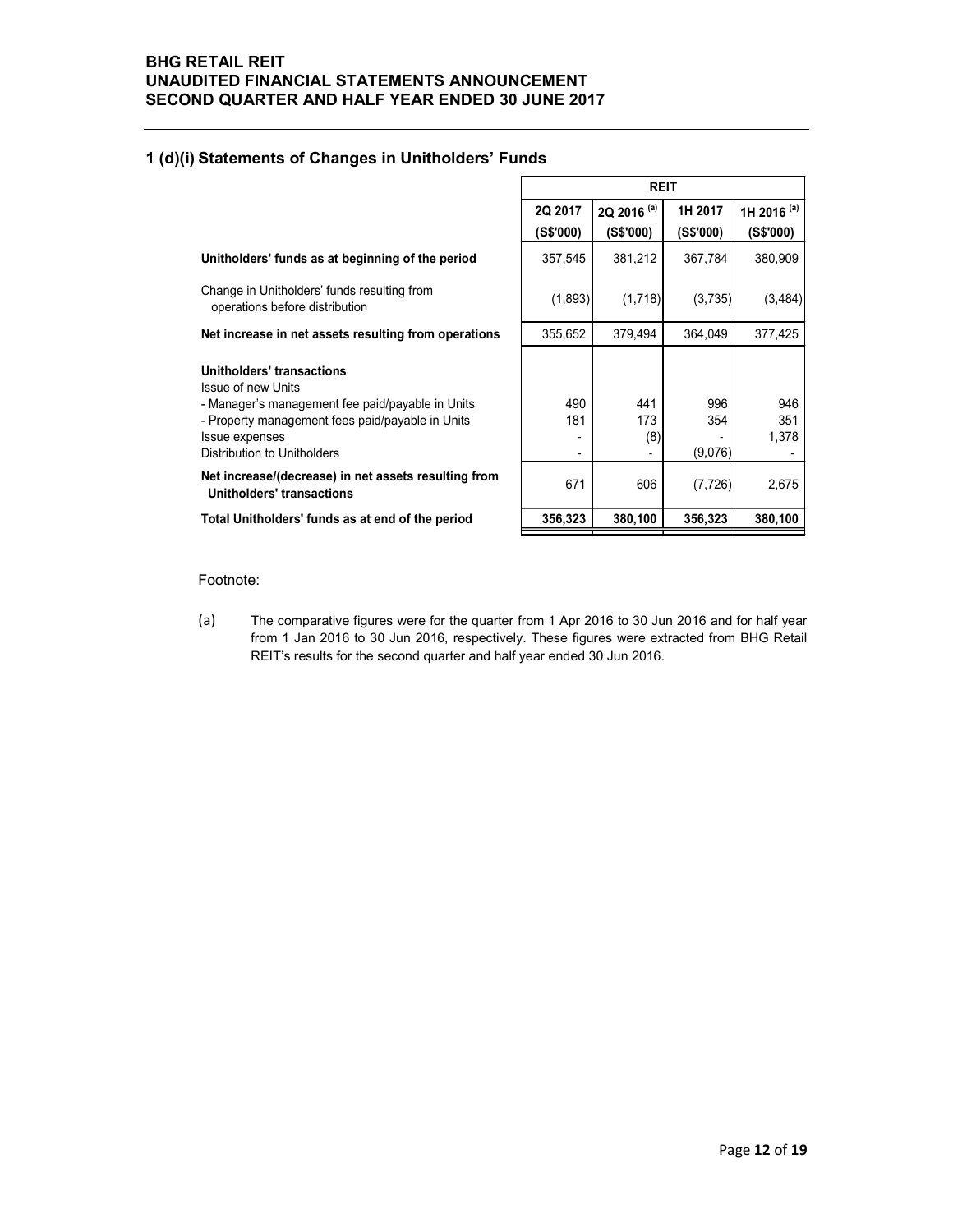## 1 (d)(i) Statements of Changes in Unitholders' Funds

| | REIT | | | |
|---|---|---|---|---|
| | 2Q 2017 (S$'000) | 2Q 2016 [(a)] (S$'000) | 1H 2017 (S$'000) | 1H 2016 [(a)] (S$'000) |
| **Unitholders' funds as at beginning of the period** | 357,545 | 381,212 | 367,784 | 380,909 |
| Change in Unitholders' funds resulting from operations before distribution | (1,893) | (1,718) | (3,735) | (3,484) |
| **Net increase in net assets resulting from operations** | 355,652 | 379,494 | 364,049 | 377,425 |
| **Unitholders' transactions** | | | | |
| Issue of new Units | | | | |
| - Manager's management fee paid/payable in Units | 490 | 441 | 996 | 946 |
| - Property management fees paid/payable in Units | 181 | 173 | 354 | 351 |
| Issue expenses | - | (8) | - | 1,378 |
| Distribution to Unitholders | - | - | (9,076) | - |
| **Net increase/(decrease) in net assets resulting from Unitholders' transactions** | 671 | 606 | (7,726) | 2,675 |
| **Total Unitholders' funds as at end of the period** | **356,323** | **380,100** | **356,323** | **380,100** |

Footnote:

(a) The comparative figures were for the quarter from 1 Apr 2016 to 30 Jun 2016 and for half year from 1 Jan 2016 to 30 Jun 2016, respectively. These figures were extracted from BHG Retail REIT's results for the second quarter and half year ended 30 Jun 2016.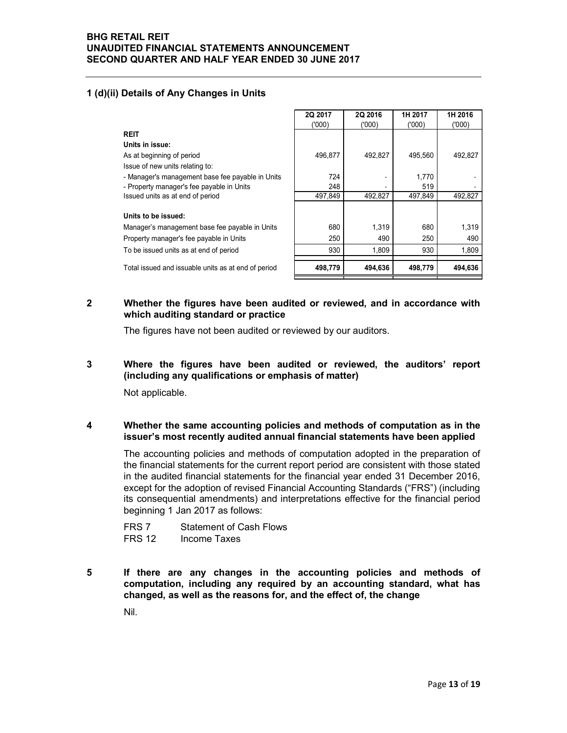## 1 (d)(ii) Details of Any Changes in Units

| | 2Q 2017 ('000) | 2Q 2016 ('000) | 1H 2017 ('000) | 1H 2016 ('000) |
|---|---|---|---|---|
| **REIT** | | | | |
| **Units in issue:** | | | | |
| As at beginning of period | 496,877 | 492,827 | 495,560 | 492,827 |
| Issue of new units relating to: | | | | |
| - Manager's management base fee payable in Units | 724 | - | 1,770 | - |
| - Property manager's fee payable in Units | 248 | - | 519 | - |
| Issued units as at end of period | 497,849 | 492,827 | 497,849 | 492,827 |
| **Units to be issued:** | | | | |
| Manager's management base fee payable in Units | 680 | 1,319 | 680 | 1,319 |
| Property manager's fee payable in Units | 250 | 490 | 250 | 490 |
| To be issued units as at end of period | 930 | 1,809 | 930 | 1,809 |
| Total issued and issuable units as at end of period | **498,779** | **494,636** | **498,779** | **494,636** |

## 2 Whether the figures have been audited or reviewed, and in accordance with which auditing standard or practice

The figures have not been audited or reviewed by our auditors.

## 3 Where the figures have been audited or reviewed, the auditors' report (including any qualifications or emphasis of matter)

Not applicable.

## 4 Whether the same accounting policies and methods of computation as in the issuer's most recently audited annual financial statements have been applied

The accounting policies and methods of computation adopted in the preparation of the financial statements for the current report period are consistent with those stated in the audited financial statements for the financial year ended 31 December 2016, except for the adoption of revised Financial Accounting Standards ("FRS") (including its consequential amendments) and interpretations effective for the financial period beginning 1 Jan 2017 as follows:

FRS 7 Statement of Cash Flows
FRS 12 Income Taxes

## 5 If there are any changes in the accounting policies and methods of computation, including any required by an accounting standard, what has changed, as well as the reasons for, and the effect of, the change

Nil.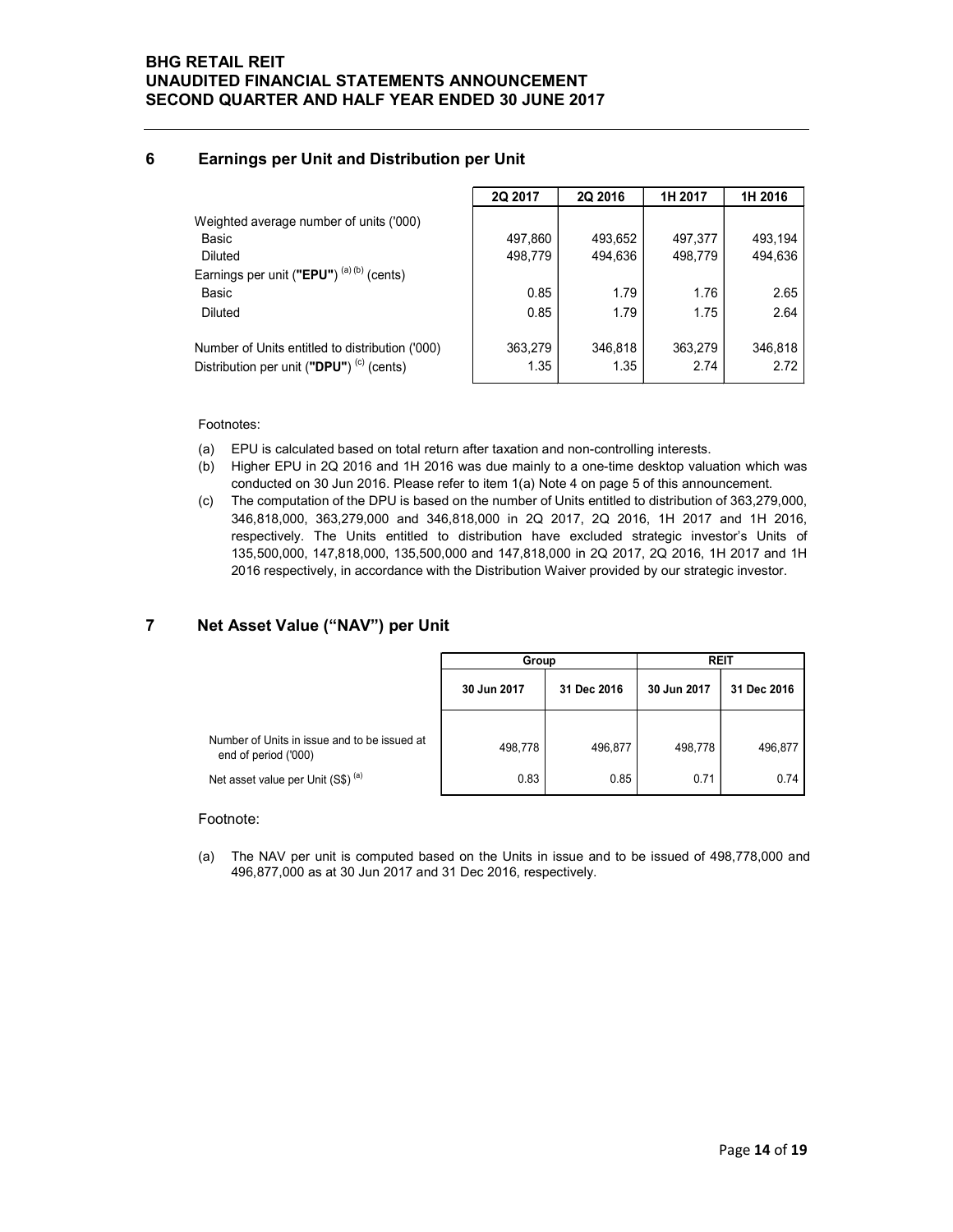## 6 Earnings per Unit and Distribution per Unit

| | 2Q 2017 | 2Q 2016 | 1H 2017 | 1H 2016 |
|---|---|---|---|---|
| Weighted average number of units ('000) | | | | |
| Basic | 497,860 | 493,652 | 497,377 | 493,194 |
| Diluted | 498,779 | 494,636 | 498,779 | 494,636 |
| Earnings per unit (**"EPU"**) [(a) (b)] (cents) | | | | |
| Basic | 0.85 | 1.79 | 1.76 | 2.65 |
| Diluted | 0.85 | 1.79 | 1.75 | 2.64 |
| Number of Units entitled to distribution ('000) | 363,279 | 346,818 | 363,279 | 346,818 |
| Distribution per unit (**"DPU"**) [(c)] (cents) | 1.35 | 1.35 | 2.74 | 2.72 |

Footnotes:

(a) EPU is calculated based on total return after taxation and non-controlling interests.

(b) Higher EPU in 2Q 2016 and 1H 2016 was due mainly to a one-time desktop valuation which was conducted on 30 Jun 2016. Please refer to item 1(a) Note 4 on page 5 of this announcement.

(c) The computation of the DPU is based on the number of Units entitled to distribution of 363,279,000, 346,818,000, 363,279,000 and 346,818,000 in 2Q 2017, 2Q 2016, 1H 2017 and 1H 2016, respectively. The Units entitled to distribution have excluded strategic investor's Units of 135,500,000, 147,818,000, 135,500,000 and 147,818,000 in 2Q 2017, 2Q 2016, 1H 2017 and 1H 2016 respectively, in accordance with the Distribution Waiver provided by our strategic investor.

## 7 Net Asset Value ("NAV") per Unit

| | Group | | REIT | |
|---|---|---|---|---|
| | 30 Jun 2017 | 31 Dec 2016 | 30 Jun 2017 | 31 Dec 2016 |
| Number of Units in issue and to be issued at end of period ('000) | 498,778 | 496,877 | 498,778 | 496,877 |
| Net asset value per Unit (S$) [(a)] | 0.83 | 0.85 | 0.71 | 0.74 |

Footnote:

(a) The NAV per unit is computed based on the Units in issue and to be issued of 498,778,000 and 496,877,000 as at 30 Jun 2017 and 31 Dec 2016, respectively.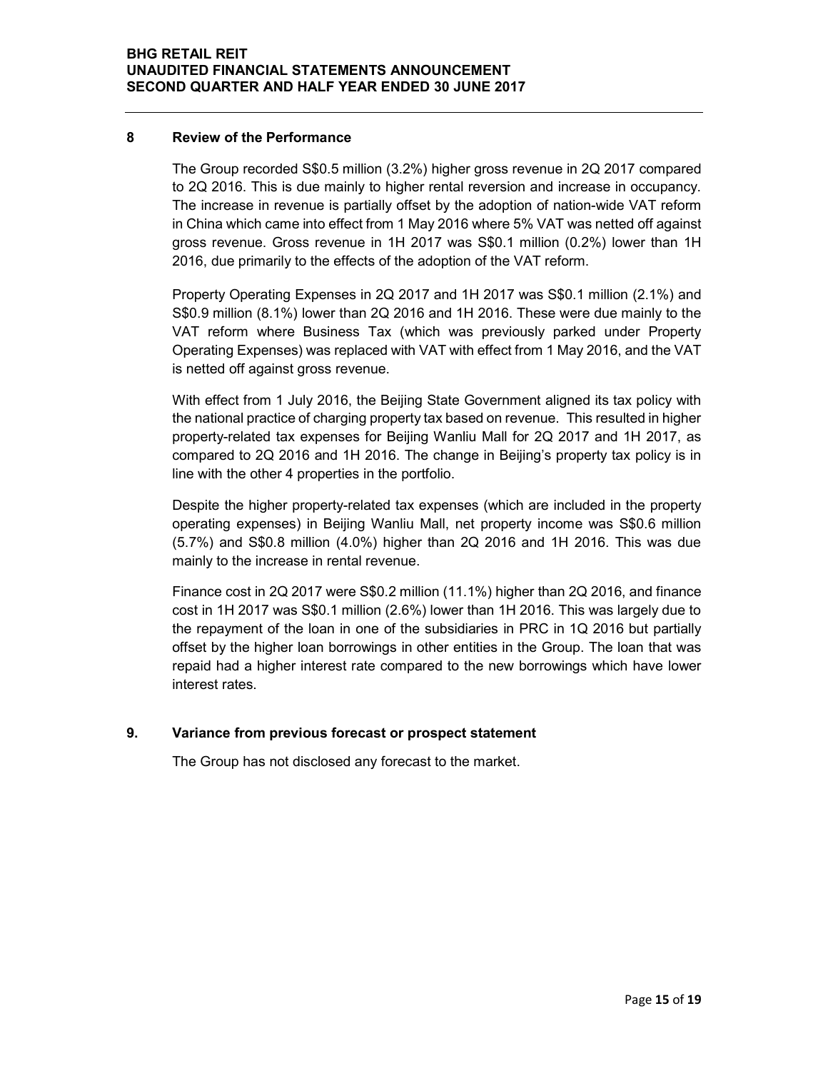## 8 Review of the Performance

The Group recorded S$0.5 million (3.2%) higher gross revenue in 2Q 2017 compared to 2Q 2016. This is due mainly to higher rental reversion and increase in occupancy. The increase in revenue is partially offset by the adoption of nation-wide VAT reform in China which came into effect from 1 May 2016 where 5% VAT was netted off against gross revenue. Gross revenue in 1H 2017 was S$0.1 million (0.2%) lower than 1H 2016, due primarily to the effects of the adoption of the VAT reform.

Property Operating Expenses in 2Q 2017 and 1H 2017 was S$0.1 million (2.1%) and S$0.9 million (8.1%) lower than 2Q 2016 and 1H 2016. These were due mainly to the VAT reform where Business Tax (which was previously parked under Property Operating Expenses) was replaced with VAT with effect from 1 May 2016, and the VAT is netted off against gross revenue.

With effect from 1 July 2016, the Beijing State Government aligned its tax policy with the national practice of charging property tax based on revenue. This resulted in higher property-related tax expenses for Beijing Wanliu Mall for 2Q 2017 and 1H 2017, as compared to 2Q 2016 and 1H 2016. The change in Beijing's property tax policy is in line with the other 4 properties in the portfolio.

Despite the higher property-related tax expenses (which are included in the property operating expenses) in Beijing Wanliu Mall, net property income was S$0.6 million (5.7%) and S$0.8 million (4.0%) higher than 2Q 2016 and 1H 2016. This was due mainly to the increase in rental revenue.

Finance cost in 2Q 2017 were S$0.2 million (11.1%) higher than 2Q 2016, and finance cost in 1H 2017 was S$0.1 million (2.6%) lower than 1H 2016. This was largely due to the repayment of the loan in one of the subsidiaries in PRC in 1Q 2016 but partially offset by the higher loan borrowings in other entities in the Group. The loan that was repaid had a higher interest rate compared to the new borrowings which have lower interest rates.

## 9. Variance from previous forecast or prospect statement

The Group has not disclosed any forecast to the market.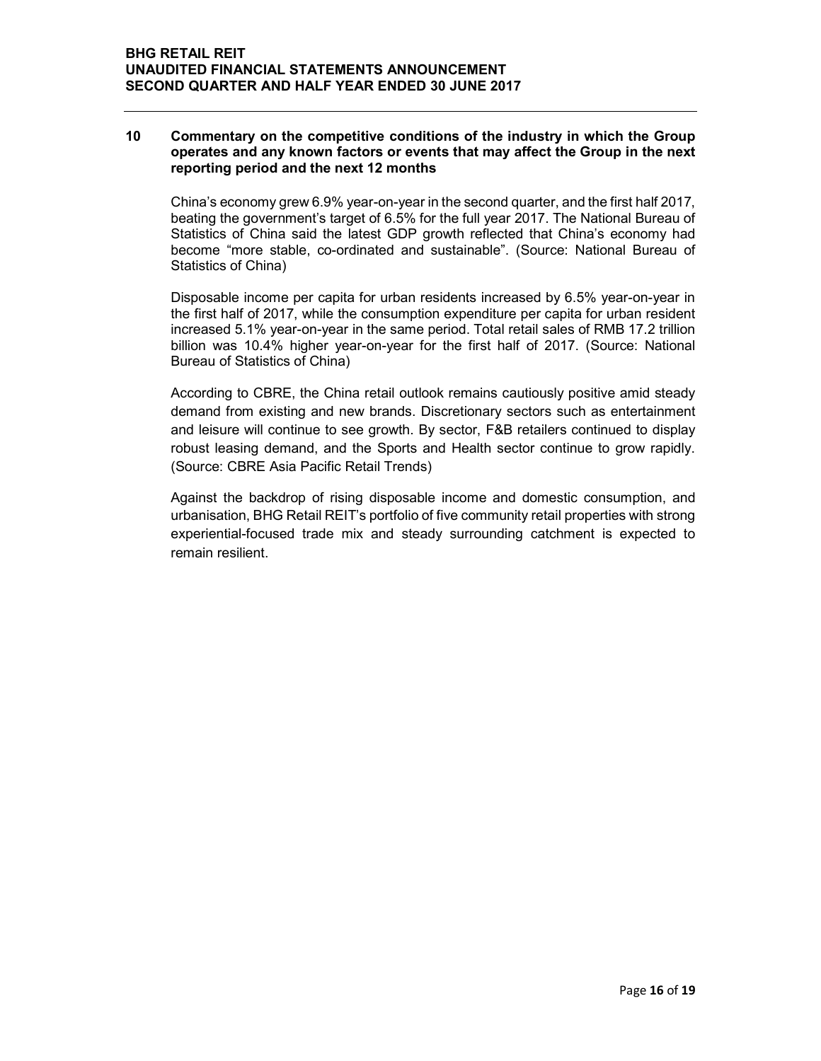## 10 Commentary on the competitive conditions of the industry in which the Group operates and any known factors or events that may affect the Group in the next reporting period and the next 12 months

China's economy grew 6.9% year-on-year in the second quarter, and the first half 2017, beating the government's target of 6.5% for the full year 2017. The National Bureau of Statistics of China said the latest GDP growth reflected that China's economy had become "more stable, co-ordinated and sustainable". (Source: National Bureau of Statistics of China)

Disposable income per capita for urban residents increased by 6.5% year-on-year in the first half of 2017, while the consumption expenditure per capita for urban resident increased 5.1% year-on-year in the same period. Total retail sales of RMB 17.2 trillion billion was 10.4% higher year-on-year for the first half of 2017. (Source: National Bureau of Statistics of China)

According to CBRE, the China retail outlook remains cautiously positive amid steady demand from existing and new brands. Discretionary sectors such as entertainment and leisure will continue to see growth. By sector, F&B retailers continued to display robust leasing demand, and the Sports and Health sector continue to grow rapidly. (Source: CBRE Asia Pacific Retail Trends)

Against the backdrop of rising disposable income and domestic consumption, and urbanisation, BHG Retail REIT's portfolio of five community retail properties with strong experiential-focused trade mix and steady surrounding catchment is expected to remain resilient.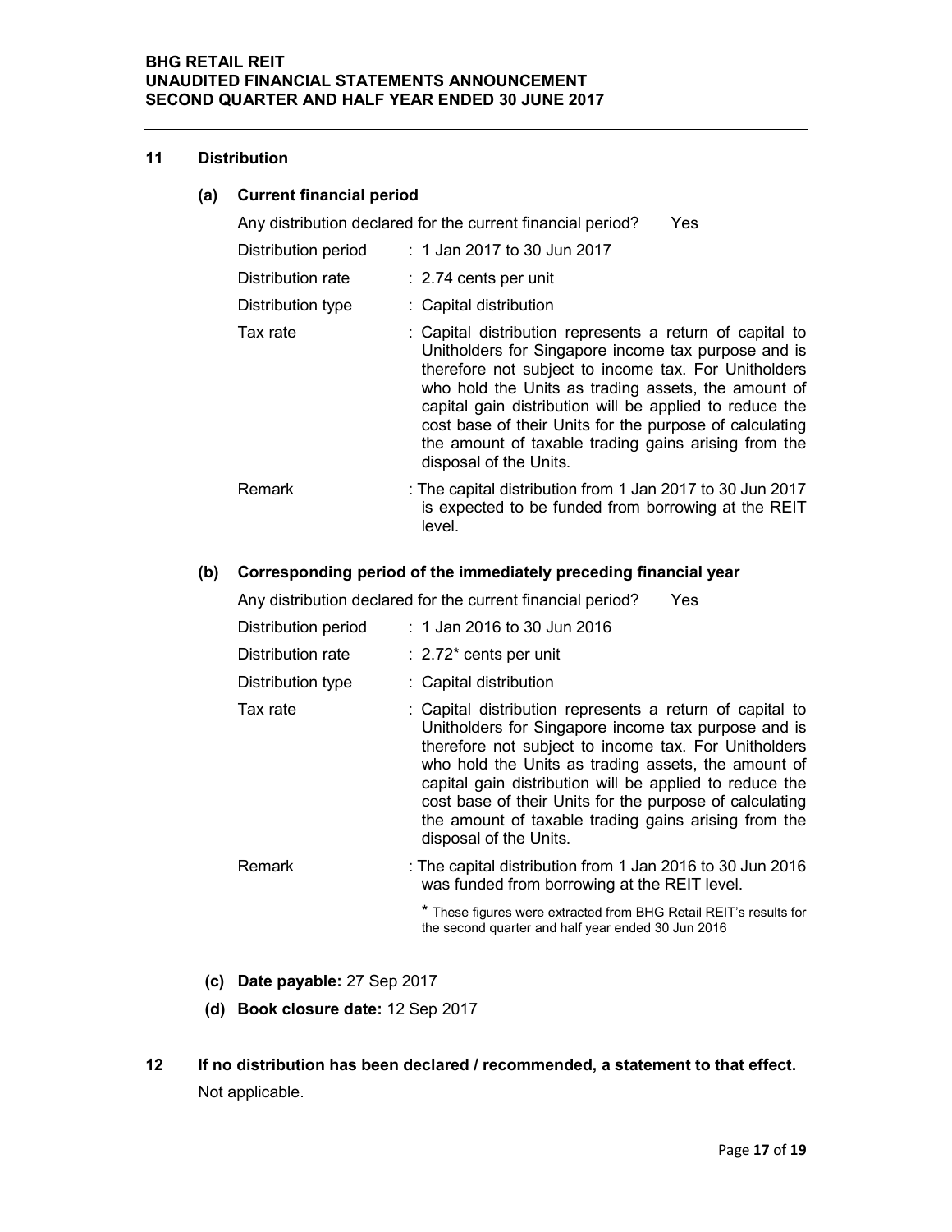## 11 Distribution

### (a) Current financial period

Any distribution declared for the current financial period? Yes

| | |
|---|---|
| Distribution period | : 1 Jan 2017 to 30 Jun 2017 |
| Distribution rate | : 2.74 cents per unit |
| Distribution type | : Capital distribution |
| Tax rate | : Capital distribution represents a return of capital to Unitholders for Singapore income tax purpose and is therefore not subject to income tax. For Unitholders who hold the Units as trading assets, the amount of capital gain distribution will be applied to reduce the cost base of their Units for the purpose of calculating the amount of taxable trading gains arising from the disposal of the Units. |
| Remark | : The capital distribution from 1 Jan 2017 to 30 Jun 2017 is expected to be funded from borrowing at the REIT level. |

### (b) Corresponding period of the immediately preceding financial year

Any distribution declared for the current financial period? Yes

| | |
|---|---|
| Distribution period | : 1 Jan 2016 to 30 Jun 2016 |
| Distribution rate | : 2.72* cents per unit |
| Distribution type | : Capital distribution |
| Tax rate | : Capital distribution represents a return of capital to Unitholders for Singapore income tax purpose and is therefore not subject to income tax. For Unitholders who hold the Units as trading assets, the amount of capital gain distribution will be applied to reduce the cost base of their Units for the purpose of calculating the amount of taxable trading gains arising from the disposal of the Units. |
| Remark | : The capital distribution from 1 Jan 2016 to 30 Jun 2016 was funded from borrowing at the REIT level. |

\* These figures were extracted from BHG Retail REIT's results for the second quarter and half year ended 30 Jun 2016

**(c) Date payable:** 27 Sep 2017

**(d) Book closure date:** 12 Sep 2017

## 12 If no distribution has been declared / recommended, a statement to that effect.

Not applicable.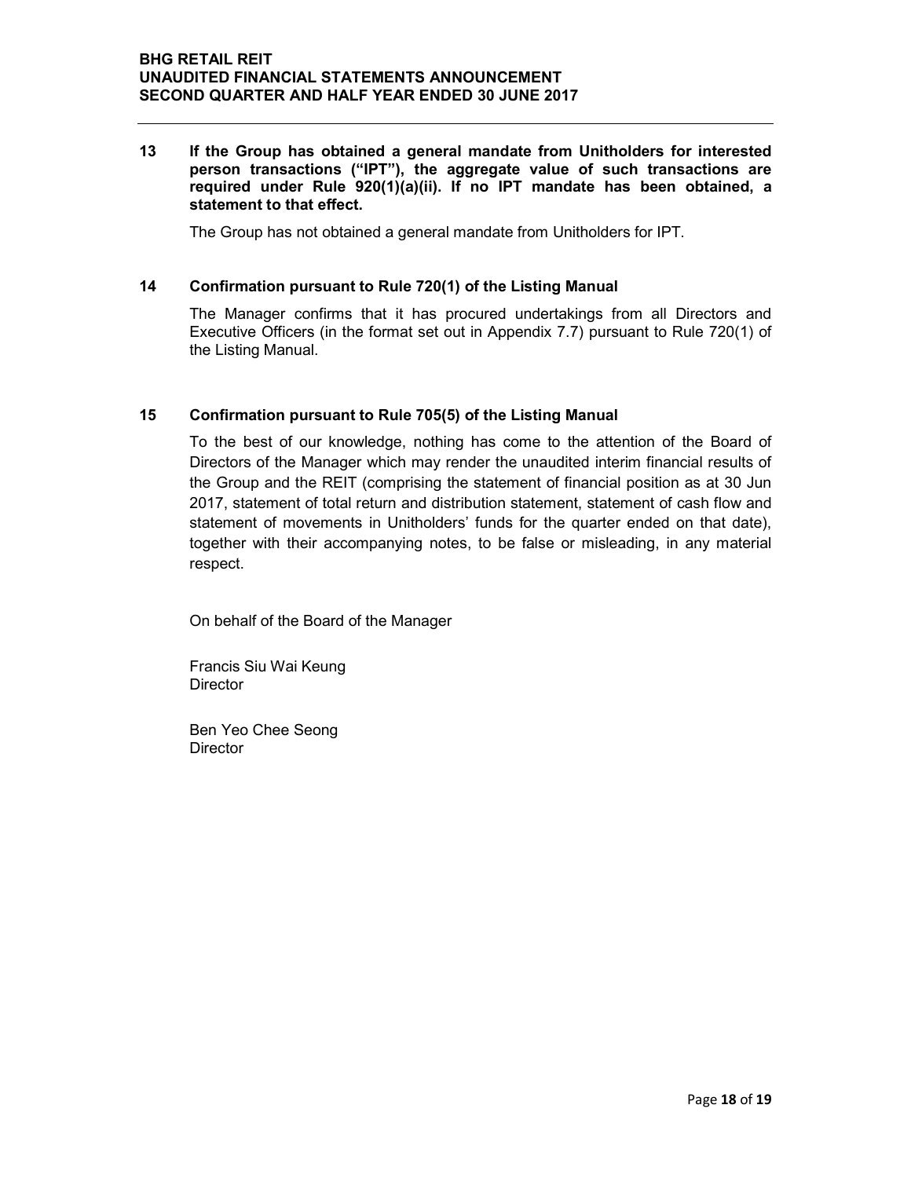## 13 If the Group has obtained a general mandate from Unitholders for interested person transactions ("IPT"), the aggregate value of such transactions are required under Rule 920(1)(a)(ii). If no IPT mandate has been obtained, a statement to that effect.

The Group has not obtained a general mandate from Unitholders for IPT.

## 14 Confirmation pursuant to Rule 720(1) of the Listing Manual

The Manager confirms that it has procured undertakings from all Directors and Executive Officers (in the format set out in Appendix 7.7) pursuant to Rule 720(1) of the Listing Manual.

## 15 Confirmation pursuant to Rule 705(5) of the Listing Manual

To the best of our knowledge, nothing has come to the attention of the Board of Directors of the Manager which may render the unaudited interim financial results of the Group and the REIT (comprising the statement of financial position as at 30 Jun 2017, statement of total return and distribution statement, statement of cash flow and statement of movements in Unitholders' funds for the quarter ended on that date), together with their accompanying notes, to be false or misleading, in any material respect.

On behalf of the Board of the Manager

Francis Siu Wai Keung
Director

Ben Yeo Chee Seong
Director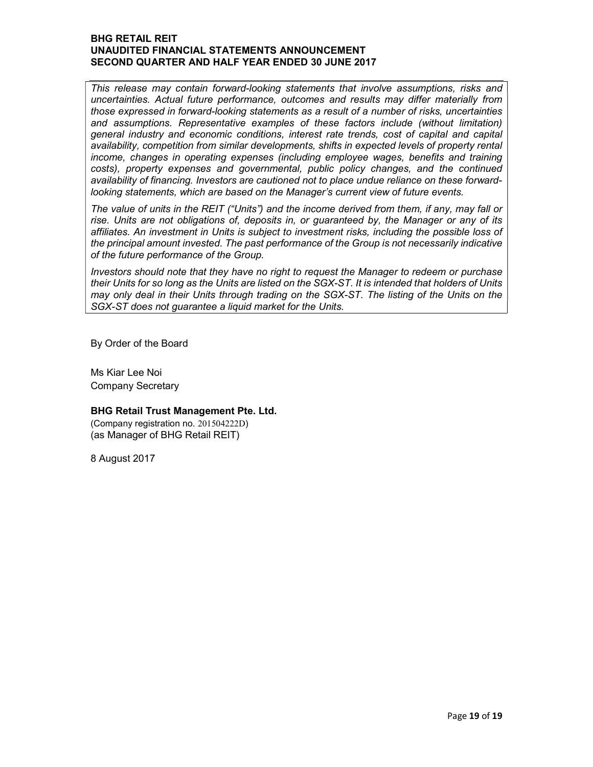*This release may contain forward-looking statements that involve assumptions, risks and uncertainties. Actual future performance, outcomes and results may differ materially from those expressed in forward-looking statements as a result of a number of risks, uncertainties and assumptions. Representative examples of these factors include (without limitation) general industry and economic conditions, interest rate trends, cost of capital and capital availability, competition from similar developments, shifts in expected levels of property rental income, changes in operating expenses (including employee wages, benefits and training costs), property expenses and governmental, public policy changes, and the continued availability of financing. Investors are cautioned not to place undue reliance on these forward-looking statements, which are based on the Manager's current view of future events.*

*The value of units in the REIT ("Units") and the income derived from them, if any, may fall or rise. Units are not obligations of, deposits in, or guaranteed by, the Manager or any of its affiliates. An investment in Units is subject to investment risks, including the possible loss of the principal amount invested. The past performance of the Group is not necessarily indicative of the future performance of the Group.*

*Investors should note that they have no right to request the Manager to redeem or purchase their Units for so long as the Units are listed on the SGX-ST. It is intended that holders of Units may only deal in their Units through trading on the SGX-ST. The listing of the Units on the SGX-ST does not guarantee a liquid market for the Units.*

By Order of the Board

Ms Kiar Lee Noi
Company Secretary

**BHG Retail Trust Management Pte. Ltd.**
(Company registration no. 201504222D)
(as Manager of BHG Retail REIT)

8 August 2017